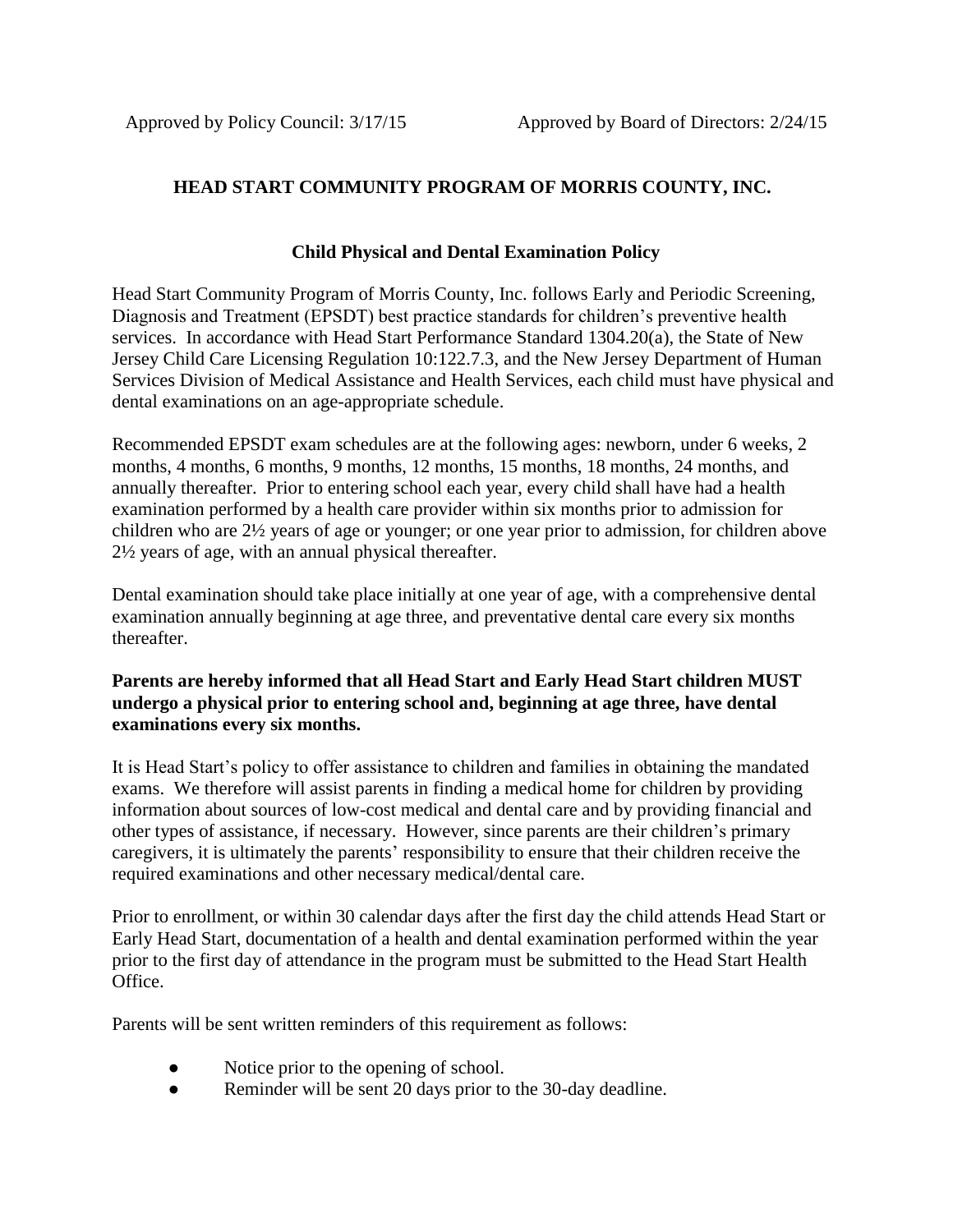Approved by Policy Council: 3/17/15 Approved by Board of Directors: 2/24/15

# HEAD START COMMUNITY PROGRAM OF MORRIS COUNTY, INC.

## Child Physical and Dental Examination Policy

Head Start Community Program of Morris County, Inc. follows Early and Periodic Screening, Diagnosis and Treatment (EPSDT) best practice standards for children's preventive health services. In accordance with Head Start Performance Standard 1304.20(a), the State of New Jersey Child Care Licensing Regulation 10:122.7.3, and the New Jersey Department of Human Services Division of Medical Assistance and Health Services, each child must have physical and dental examinations on an age-appropriate schedule.

Recommended EPSDT exam schedules are at the following ages: newborn, under 6 weeks, 2 months, 4 months, 6 months, 9 months, 12 months, 15 months, 18 months, 24 months, and annually thereafter. Prior to entering school each year, every child shall have had a health examination performed by a health care provider within six months prior to admission for children who are 2½ years of age or younger; or one year prior to admission, for children above 2½ years of age, with an annual physical thereafter.

Dental examination should take place initially at one year of age, with a comprehensive dental examination annually beginning at age three, and preventative dental care every six months thereafter.

**Parents are hereby informed that all Head Start and Early Head Start children MUST undergo a physical prior to entering school and, beginning at age three, have dental examinations every six months.**

It is Head Start's policy to offer assistance to children and families in obtaining the mandated exams. We therefore will assist parents in finding a medical home for children by providing information about sources of low-cost medical and dental care and by providing financial and other types of assistance, if necessary. However, since parents are their children's primary caregivers, it is ultimately the parents' responsibility to ensure that their children receive the required examinations and other necessary medical/dental care.

Prior to enrollment, or within 30 calendar days after the first day the child attends Head Start or Early Head Start, documentation of a health and dental examination performed within the year prior to the first day of attendance in the program must be submitted to the Head Start Health Office.

Parents will be sent written reminders of this requirement as follows:

- Notice prior to the opening of school.
- Reminder will be sent 20 days prior to the 30-day deadline.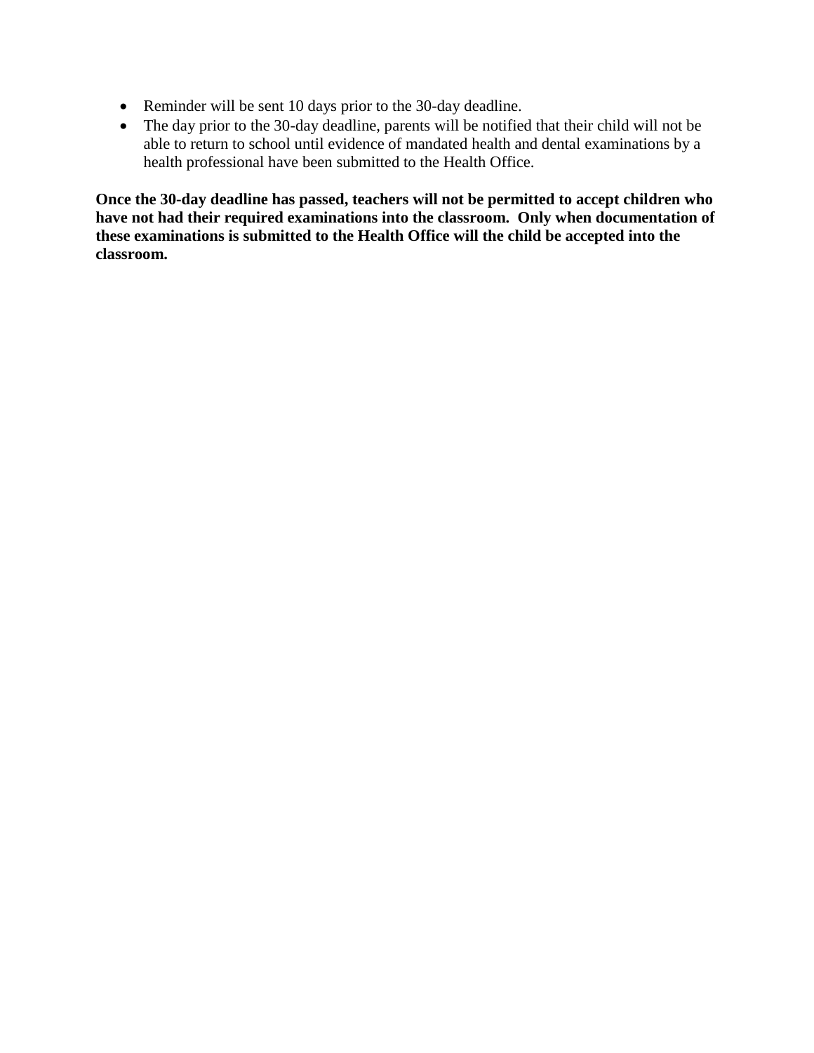- Reminder will be sent 10 days prior to the 30-day deadline.
- The day prior to the 30-day deadline, parents will be notified that their child will not be able to return to school until evidence of mandated health and dental examinations by a health professional have been submitted to the Health Office.

**Once the 30-day deadline has passed, teachers will not be permitted to accept children who have not had their required examinations into the classroom. Only when documentation of these examinations is submitted to the Health Office will the child be accepted into the classroom.**